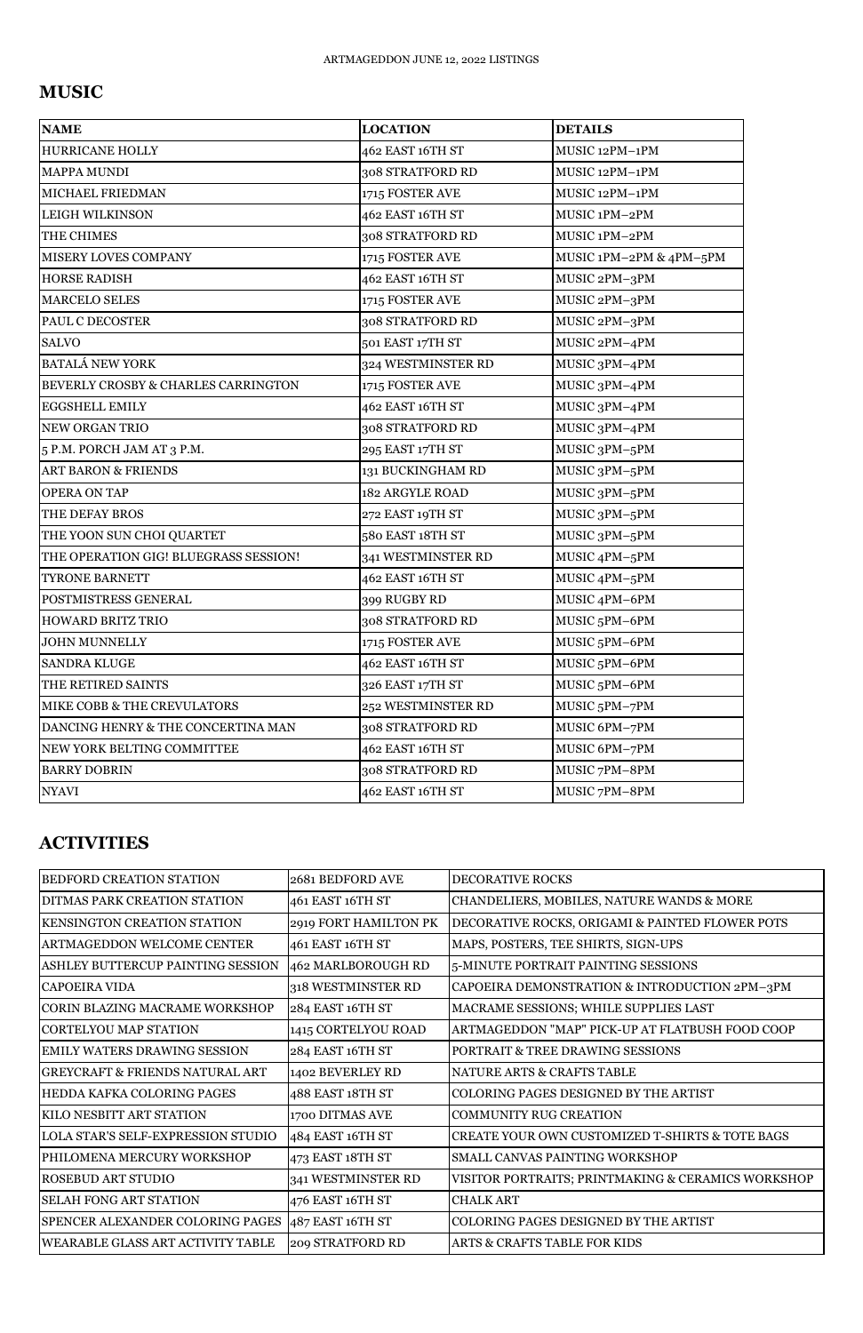## MUSIC

| NAME | LOCATION | DETAILS |
|---|---|---|
| HURRICANE HOLLY | 462 EAST 16TH ST | MUSIC 12PM–1PM |
| MAPPA MUNDI | 308 STRATFORD RD | MUSIC 12PM–1PM |
| MICHAEL FRIEDMAN | 1715 FOSTER AVE | MUSIC 12PM–1PM |
| LEIGH WILKINSON | 462 EAST 16TH ST | MUSIC 1PM–2PM |
| THE CHIMES | 308 STRATFORD RD | MUSIC 1PM–2PM |
| MISERY LOVES COMPANY | 1715 FOSTER AVE | MUSIC 1PM–2PM & 4PM–5PM |
| HORSE RADISH | 462 EAST 16TH ST | MUSIC 2PM–3PM |
| MARCELO SELES | 1715 FOSTER AVE | MUSIC 2PM–3PM |
| PAUL C DECOSTER | 308 STRATFORD RD | MUSIC 2PM–3PM |
| SALVO | 501 EAST 17TH ST | MUSIC 2PM–4PM |
| BATALÁ NEW YORK | 324 WESTMINSTER RD | MUSIC 3PM–4PM |
| BEVERLY CROSBY & CHARLES CARRINGTON | 1715 FOSTER AVE | MUSIC 3PM–4PM |
| EGGSHELL EMILY | 462 EAST 16TH ST | MUSIC 3PM–4PM |
| NEW ORGAN TRIO | 308 STRATFORD RD | MUSIC 3PM–4PM |
| 5 P.M. PORCH JAM AT 3 P.M. | 295 EAST 17TH ST | MUSIC 3PM–5PM |
| ART BARON & FRIENDS | 131 BUCKINGHAM RD | MUSIC 3PM–5PM |
| OPERA ON TAP | 182 ARGYLE ROAD | MUSIC 3PM–5PM |
| THE DEFAY BROS | 272 EAST 19TH ST | MUSIC 3PM–5PM |
| THE YOON SUN CHOI QUARTET | 580 EAST 18TH ST | MUSIC 3PM–5PM |
| THE OPERATION GIG! BLUEGRASS SESSION! | 341 WESTMINSTER RD | MUSIC 4PM–5PM |
| TYRONE BARNETT | 462 EAST 16TH ST | MUSIC 4PM–5PM |
| POSTMISTRESS GENERAL | 399 RUGBY RD | MUSIC 4PM–6PM |
| HOWARD BRITZ TRIO | 308 STRATFORD RD | MUSIC 5PM–6PM |
| JOHN MUNNELLY | 1715 FOSTER AVE | MUSIC 5PM–6PM |
| SANDRA KLUGE | 462 EAST 16TH ST | MUSIC 5PM–6PM |
| THE RETIRED SAINTS | 326 EAST 17TH ST | MUSIC 5PM–6PM |
| MIKE COBB & THE CREVULATORS | 252 WESTMINSTER RD | MUSIC 5PM–7PM |
| DANCING HENRY & THE CONCERTINA MAN | 308 STRATFORD RD | MUSIC 6PM–7PM |
| NEW YORK BELTING COMMITTEE | 462 EAST 16TH ST | MUSIC 6PM–7PM |
| BARRY DOBRIN | 308 STRATFORD RD | MUSIC 7PM–8PM |
| NYAVI | 462 EAST 16TH ST | MUSIC 7PM–8PM |

## ACTIVITIES

| BEDFORD CREATION STATION | 2681 BEDFORD AVE | DECORATIVE ROCKS |
|---|---|---|
| DITMAS PARK CREATION STATION | 461 EAST 16TH ST | CHANDELIERS, MOBILES, NATURE WANDS & MORE |
| KENSINGTON CREATION STATION | 2919 FORT HAMILTON PK | DECORATIVE ROCKS, ORIGAMI & PAINTED FLOWER POTS |
| ARTMAGEDDON WELCOME CENTER | 461 EAST 16TH ST | MAPS, POSTERS, TEE SHIRTS, SIGN-UPS |
| ASHLEY BUTTERCUP PAINTING SESSION | 462 MARLBOROUGH RD | 5-MINUTE PORTRAIT PAINTING SESSIONS |
| CAPOEIRA VIDA | 318 WESTMINSTER RD | CAPOEIRA DEMONSTRATION & INTRODUCTION 2PM–3PM |
| CORIN BLAZING MACRAME WORKSHOP | 284 EAST 16TH ST | MACRAME SESSIONS; WHILE SUPPLIES LAST |
| CORTELYOU MAP STATION | 1415 CORTELYOU ROAD | ARTMAGEDDON "MAP" PICK-UP AT FLATBUSH FOOD COOP |
| EMILY WATERS DRAWING SESSION | 284 EAST 16TH ST | PORTRAIT & TREE DRAWING SESSIONS |
| GREYCRAFT & FRIENDS NATURAL ART | 1402 BEVERLEY RD | NATURE ARTS & CRAFTS TABLE |
| HEDDA KAFKA COLORING PAGES | 488 EAST 18TH ST | COLORING PAGES DESIGNED BY THE ARTIST |
| KILO NESBITT ART STATION | 1700 DITMAS AVE | COMMUNITY RUG CREATION |
| LOLA STAR'S SELF-EXPRESSION STUDIO | 484 EAST 16TH ST | CREATE YOUR OWN CUSTOMIZED T-SHIRTS & TOTE BAGS |
| PHILOMENA MERCURY WORKSHOP | 473 EAST 18TH ST | SMALL CANVAS PAINTING WORKSHOP |
| ROSEBUD ART STUDIO | 341 WESTMINSTER RD | VISITOR PORTRAITS; PRINTMAKING & CERAMICS WORKSHOP |
| SELAH FONG ART STATION | 476 EAST 16TH ST | CHALK ART |
| SPENCER ALEXANDER COLORING PAGES | 487 EAST 16TH ST | COLORING PAGES DESIGNED BY THE ARTIST |
| WEARABLE GLASS ART ACTIVITY TABLE | 209 STRATFORD RD | ARTS & CRAFTS TABLE FOR KIDS |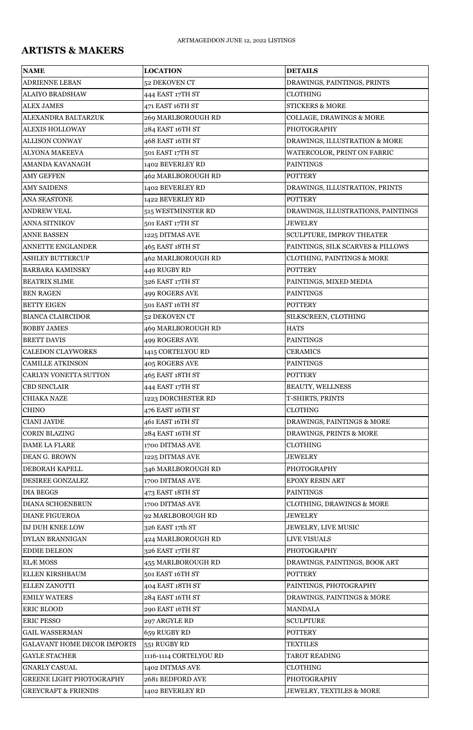## ARTISTS & MAKERS

| NAME | LOCATION | DETAILS |
|---|---|---|
| ADRIENNE LEBAN | 52 DEKOVEN CT | DRAWINGS, PAINTINGS, PRINTS |
| ALAIYO BRADSHAW | 444 EAST 17TH ST | CLOTHING |
| ALEX JAMES | 471 EAST 16TH ST | STICKERS & MORE |
| ALEXANDRA BALTARZUK | 269 MARLBOROUGH RD | COLLAGE, DRAWINGS & MORE |
| ALEXIS HOLLOWAY | 284 EAST 16TH ST | PHOTOGRAPHY |
| ALLISON CONWAY | 468 EAST 16TH ST | DRAWINGS, ILLUSTRATION & MORE |
| ALYONA MAKEEVA | 501 EAST 17TH ST | WATERCOLOR, PRINT ON FABRIC |
| AMANDA KAVANAGH | 1402 BEVERLEY RD | PAINTINGS |
| AMY GEFFEN | 462 MARLBOROUGH RD | POTTERY |
| AMY SAIDENS | 1402 BEVERLEY RD | DRAWINGS, ILLUSTRATION, PRINTS |
| ANA SEASTONE | 1422 BEVERLEY RD | POTTERY |
| ANDREW VEAL | 515 WESTMINSTER RD | DRAWINGS, ILLUSTRATIONS, PAINTINGS |
| ANNA SITNIKOV | 501 EAST 17TH ST | JEWELRY |
| ANNE BASSEN | 1225 DITMAS AVE | SCULPTURE, IMPROV THEATER |
| ANNETTE ENGLANDER | 465 EAST 18TH ST | PAINTINGS, SILK SCARVES & PILLOWS |
| ASHLEY BUTTERCUP | 462 MARLBOROUGH RD | CLOTHING, PAINTINGS & MORE |
| BARBARA KAMINSKY | 449 RUGBY RD | POTTERY |
| BEATRIX SLIME | 326 EAST 17TH ST | PAINTINGS, MIXED MEDIA |
| BEN RAGEN | 499 ROGERS AVE | PAINTINGS |
| BETTY EIGEN | 501 EAST 16TH ST | POTTERY |
| BIANCA CLAIRCIDOR | 52 DEKOVEN CT | SILKSCREEN, CLOTHING |
| BOBBY JAMES | 469 MARLBOROUGH RD | HATS |
| BRETT DAVIS | 499 ROGERS AVE | PAINTINGS |
| CALEDON CLAYWORKS | 1415 CORTELYOU RD | CERAMICS |
| CAMILLE ATKINSON | 405 ROGERS AVE | PAINTINGS |
| CARLYN VONETTA SUTTON | 465 EAST 18TH ST | POTTERY |
| CBD SINCLAIR | 444 EAST 17TH ST | BEAUTY, WELLNESS |
| CHIAKA NAZE | 1223 DORCHESTER RD | T-SHIRTS, PRINTS |
| CHINO | 476 EAST 16TH ST | CLOTHNG |
| CIANI JAYDE | 461 EAST 16TH ST | DRAWINGS, PAINTINGS & MORE |
| CORIN BLAZING | 284 EAST 16TH ST | DRAWINGS, PRINTS & MORE |
| DAME LA FLARE | 1700 DITMAS AVE | CLOTHING |
| DEAN G. BROWN | 1225 DITMAS AVE | JEWELRY |
| DEBORAH KAPELL | 346 MARLBOROUGH RD | PHOTOGRAPHY |
| DESIREE GONZALEZ | 1700 DITMAS AVE | EPOXY RESIN ART |
| DIA BEGGS | 473 EAST 18TH ST | PAINTINGS |
| DIANA SCHOENBRUN | 1700 DITMAS AVE | CLOTHING, DRAWINGS & MORE |
| DIANE FIGUEROA | 92 MARLBOROUGH RD | JEWELRY |
| DJ DUH KNEE LOW | 326 EAST 17th ST | JEWELRY, LIVE MUSIC |
| DYLAN BRANNIGAN | 424 MARLBOROUGH RD | LIVE VISUALS |
| EDDIE DELEON | 326 EAST 17TH ST | PHOTOGRAPHY |
| ELÆ MOSS | 455 MARLBOROUGH RD | DRAWINGS, PAINTINGS, BOOK ART |
| ELLEN KIRSHBAUM | 501 EAST 16TH ST | POTTERY |
| ELLEN ZANOTTI | 404 EAST 18TH ST | PAINTINGS, PHOTOGRAPHY |
| EMILY WATERS | 284 EAST 16TH ST | DRAWINGS, PAINTINGS & MORE |
| ERIC BLOOD | 290 EAST 16TH ST | MANDALA |
| ERIC PESSO | 297 ARGYLE RD | SCULPTURE |
| GAIL WASSERMAN | 659 RUGBY RD | POTTERY |
| GALAVANT HOME DECOR IMPORTS | 551 RUGBY RD | TEXTILES |
| GAYLE STACHER | 1116-1114 CORTELYOU RD | TAROT READING |
| GNARLY CASUAL | 1402 DITMAS AVE | CLOTHING |
| GREENE LIGHT PHOTOGRAPHY | 2681 BEDFORD AVE | PHOTOGRAPHY |
| GREYCRAFT & FRIENDS | 1402 BEVERLEY RD | JEWELRY, TEXTILES & MORE |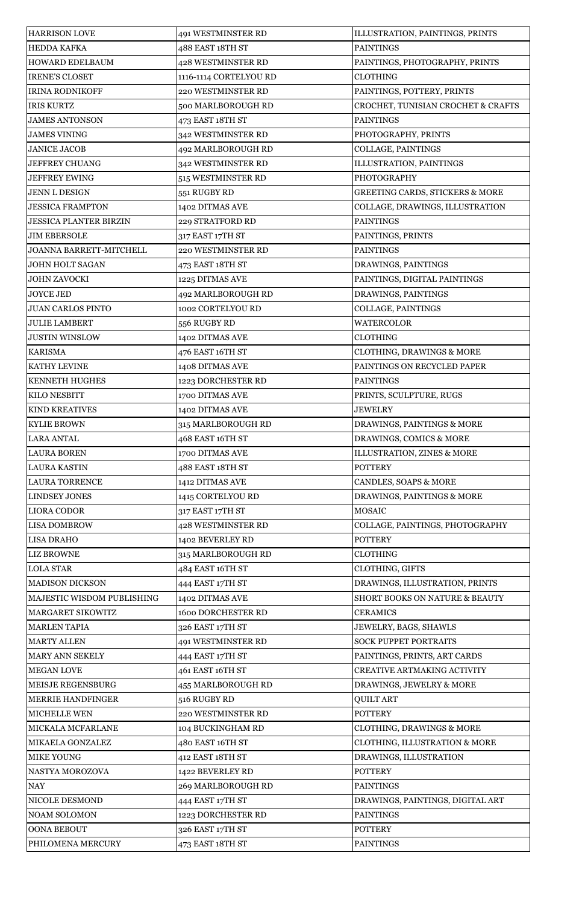| HARRISON LOVE | 491 WESTMINSTER RD | ILLUSTRATION, PAINTINGS, PRINTS |
|---|---|---|
| HEDDA KAFKA | 488 EAST 18TH ST | PAINTINGS |
| HOWARD EDELBAUM | 428 WESTMINSTER RD | PAINTINGS, PHOTOGRAPHY, PRINTS |
| IRENE'S CLOSET | 1116-1114 CORTELYOU RD | CLOTHING |
| IRINA RODNIKOFF | 220 WESTMINSTER RD | PAINTINGS, POTTERY, PRINTS |
| IRIS KURTZ | 500 MARLBOROUGH RD | CROCHET, TUNISIAN CROCHET & CRAFTS |
| JAMES ANTONSON | 473 EAST 18TH ST | PAINTINGS |
| JAMES VINING | 342 WESTMINSTER RD | PHOTOGRAPHY, PRINTS |
| JANICE JACOB | 492 MARLBOROUGH RD | COLLAGE, PAINTINGS |
| JEFFREY CHUANG | 342 WESTMINSTER RD | ILLUSTRATION, PAINTINGS |
| JEFFREY EWING | 515 WESTMINSTER RD | PHOTOGRAPHY |
| JENN L DESIGN | 551 RUGBY RD | GREETING CARDS, STICKERS & MORE |
| JESSICA FRAMPTON | 1402 DITMAS AVE | COLLAGE, DRAWINGS, ILLUSTRATION |
| JESSICA PLANTER BIRZIN | 229 STRATFORD RD | PAINTINGS |
| JIM EBERSOLE | 317 EAST 17TH ST | PAINTINGS, PRINTS |
| JOANNA BARRETT-MITCHELL | 220 WESTMINSTER RD | PAINTINGS |
| JOHN HOLT SAGAN | 473 EAST 18TH ST | DRAWINGS, PAINTINGS |
| JOHN ZAVOCKI | 1225 DITMAS AVE | PAINTINGS, DIGITAL PAINTINGS |
| JOYCE JED | 492 MARLBOROUGH RD | DRAWINGS, PAINTINGS |
| JUAN CARLOS PINTO | 1002 CORTELYOU RD | COLLAGE, PAINTINGS |
| JULIE LAMBERT | 556 RUGBY RD | WATERCOLOR |
| JUSTIN WINSLOW | 1402 DITMAS AVE | CLOTHING |
| KARISMA | 476 EAST 16TH ST | CLOTHING, DRAWINGS & MORE |
| KATHY LEVINE | 1408 DITMAS AVE | PAINTINGS ON RECYCLED PAPER |
| KENNETH HUGHES | 1223 DORCHESTER RD | PAINTINGS |
| KILO NESBITT | 1700 DITMAS AVE | PRINTS, SCULPTURE, RUGS |
| KIND KREATIVES | 1402 DITMAS AVE | JEWELRY |
| KYLIE BROWN | 315 MARLBOROUGH RD | DRAWINGS, PAINTINGS & MORE |
| LARA ANTAL | 468 EAST 16TH ST | DRAWINGS, COMICS & MORE |
| LAURA BOREN | 1700 DITMAS AVE | ILLUSTRATION, ZINES & MORE |
| LAURA KASTIN | 488 EAST 18TH ST | POTTERY |
| LAURA TORRENCE | 1412 DITMAS AVE | CANDLES, SOAPS & MORE |
| LINDSEY JONES | 1415 CORTELYOU RD | DRAWINGS, PAINTINGS & MORE |
| LIORA CODOR | 317 EAST 17TH ST | MOSAIC |
| LISA DOMBROW | 428 WESTMINSTER RD | COLLAGE, PAINTINGS, PHOTOGRAPHY |
| LISA DRAHO | 1402 BEVERLEY RD | POTTERY |
| LIZ BROWNE | 315 MARLBOROUGH RD | CLOTHING |
| LOLA STAR | 484 EAST 16TH ST | CLOTHING, GIFTS |
| MADISON DICKSON | 444 EAST 17TH ST | DRAWINGS, ILLUSTRATION, PRINTS |
| MAJESTIC WISDOM PUBLISHING | 1402 DITMAS AVE | SHORT BOOKS ON NATURE & BEAUTY |
| MARGARET SIKOWITZ | 1600 DORCHESTER RD | CERAMICS |
| MARLEN TAPIA | 326 EAST 17TH ST | JEWELRY, BAGS, SHAWLS |
| MARTY ALLEN | 491 WESTMINSTER RD | SOCK PUPPET PORTRAITS |
| MARY ANN SEKELY | 444 EAST 17TH ST | PAINTINGS, PRINTS, ART CARDS |
| MEGAN LOVE | 461 EAST 16TH ST | CREATIVE ARTMAKING ACTIVITY |
| MEISJE REGENSBURG | 455 MARLBOROUGH RD | DRAWINGS, JEWELRY & MORE |
| MERRIE HANDFINGER | 516 RUGBY RD | QUILT ART |
| MICHELLE WEN | 220 WESTMINSTER RD | POTTERY |
| MICKALA MCFARLANE | 104 BUCKINGHAM RD | CLOTHING, DRAWINGS & MORE |
| MIKAELA GONZALEZ | 480 EAST 16TH ST | CLOTHING, ILLUSTRATION & MORE |
| MIKE YOUNG | 412 EAST 18TH ST | DRAWINGS, ILLUSTRATION |
| NASTYA MOROZOVA | 1422 BEVERLEY RD | POTTERY |
| NAY | 269 MARLBOROUGH RD | PAINTINGS |
| NICOLE DESMOND | 444 EAST 17TH ST | DRAWINGS, PAINTINGS, DIGITAL ART |
| NOAM SOLOMON | 1223 DORCHESTER RD | PAINTINGS |
| OONA BEBOUT | 326 EAST 17TH ST | POTTERY |
| PHILOMENA MERCURY | 473 EAST 18TH ST | PAINTINGS |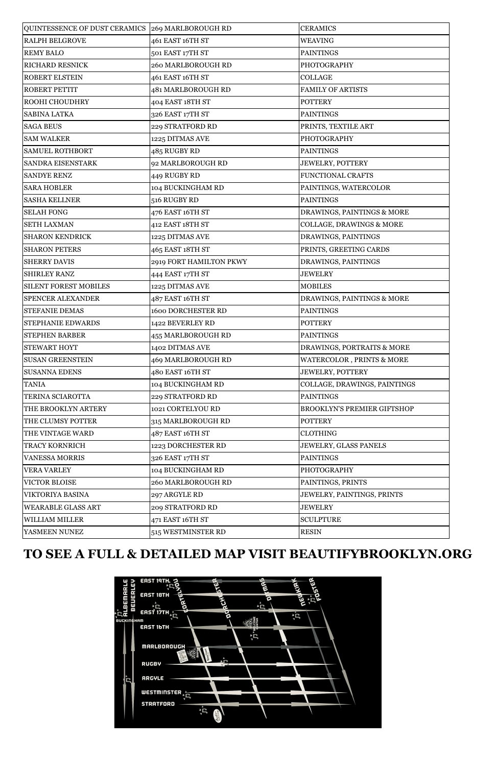| | | |
|---|---|---|
| QUINTESSENCE OF DUST CERAMICS | 269 MARLBOROUGH RD | CERAMICS |
| RALPH BELGROVE | 461 EAST 16TH ST | WEAVING |
| REMY BALO | 501 EAST 17TH ST | PAINTINGS |
| RICHARD RESNICK | 260 MARLBOROUGH RD | PHOTOGRAPHY |
| ROBERT ELSTEIN | 461 EAST 16TH ST | COLLAGE |
| ROBERT PETTIT | 481 MARLBOROUGH RD | FAMILY OF ARTISTS |
| ROOHI CHOUDHRY | 404 EAST 18TH ST | POTTERY |
| SABINA LATKA | 326 EAST 17TH ST | PAINTINGS |
| SAGA BEUS | 229 STRATFORD RD | PRINTS, TEXTILE ART |
| SAM WALKER | 1225 DITMAS AVE | PHOTOGRAPHY |
| SAMUEL ROTHBORT | 485 RUGBY RD | PAINTINGS |
| SANDRA EISENSTARK | 92 MARLBOROUGH RD | JEWELRY, POTTERY |
| SANDYE RENZ | 449 RUGBY RD | FUNCTIONAL CRAFTS |
| SARA HOBLER | 104 BUCKINGHAM RD | PAINTINGS, WATERCOLOR |
| SASHA KELLNER | 516 RUGBY RD | PAINTINGS |
| SELAH FONG | 476 EAST 16TH ST | DRAWINGS, PAINTINGS & MORE |
| SETH LAXMAN | 412 EAST 18TH ST | COLLAGE, DRAWINGS & MORE |
| SHARON KENDRICK | 1225 DITMAS AVE | DRAWINGS, PAINTINGS |
| SHARON PETERS | 465 EAST 18TH ST | PRINTS, GREETING CARDS |
| SHERRY DAVIS | 2919 FORT HAMILTON PKWY | DRAWINGS, PAINTINGS |
| SHIRLEY RANZ | 444 EAST 17TH ST | JEWELRY |
| SILENT FOREST MOBILES | 1225 DITMAS AVE | MOBILES |
| SPENCER ALEXANDER | 487 EAST 16TH ST | DRAWINGS, PAINTINGS & MORE |
| STEFANIE DEMAS | 1600 DORCHESTER RD | PAINTINGS |
| STEPHANIE EDWARDS | 1422 BEVERLEY RD | POTTERY |
| STEPHEN BARBER | 455 MARLBOROUGH RD | PAINTINGS |
| STEWART HOYT | 1402 DITMAS AVE | DRAWINGS, PORTRAITS & MORE |
| SUSAN GREENSTEIN | 469 MARLBOROUGH RD | WATERCOLOR , PRINTS & MORE |
| SUSANNA EDENS | 480 EAST 16TH ST | JEWELRY, POTTERY |
| TANIA | 104 BUCKINGHAM RD | COLLAGE, DRAWINGS, PAINTINGS |
| TERINA SCIAROTTA | 229 STRATFORD RD | PAINTINGS |
| THE BROOKLYN ARTERY | 1021 CORTELYOU RD | BROOKLYN'S PREMIER GIFTSHOP |
| THE CLUMSY POTTER | 315 MARLBOROUGH RD | POTTERY |
| THE VINTAGE WARD | 487 EAST 16TH ST | CLOTHING |
| TRACY KORNRICH | 1223 DORCHESTER RD | JEWELRY, GLASS PANELS |
| VANESSA MORRIS | 326 EAST 17TH ST | PAINTINGS |
| VERA VARLEY | 104 BUCKINGHAM RD | PHOTOGRAPHY |
| VICTOR BLOISE | 260 MARLBOROUGH RD | PAINTINGS, PRINTS |
| VIKTORIYA BASINA | 297 ARGYLE RD | JEWELRY, PAINTINGS, PRINTS |
| WEARABLE GLASS ART | 209 STRATFORD RD | JEWELRY |
| WILLIAM MILLER | 471 EAST 16TH ST | SCULPTURE |
| YASMEEN NUNEZ | 515 WESTMINSTER RD | RESIN |

## TO SEE A FULL & DETAILED MAP VISIT BEAUTIFYBROOKLYN.ORG

EAST 19TH
EAST 18TH
EAST 17TH
EAST 16TH
MARLBOROUGH
RUGBY
ARGYLE
WESTMINSTER
STRATFORD
ALBEMARLE
BEVERLEY
BUCKINGHAM
CORTELYOU
DORCHESTER
DITMAS
NEWKIRK
FOSTER